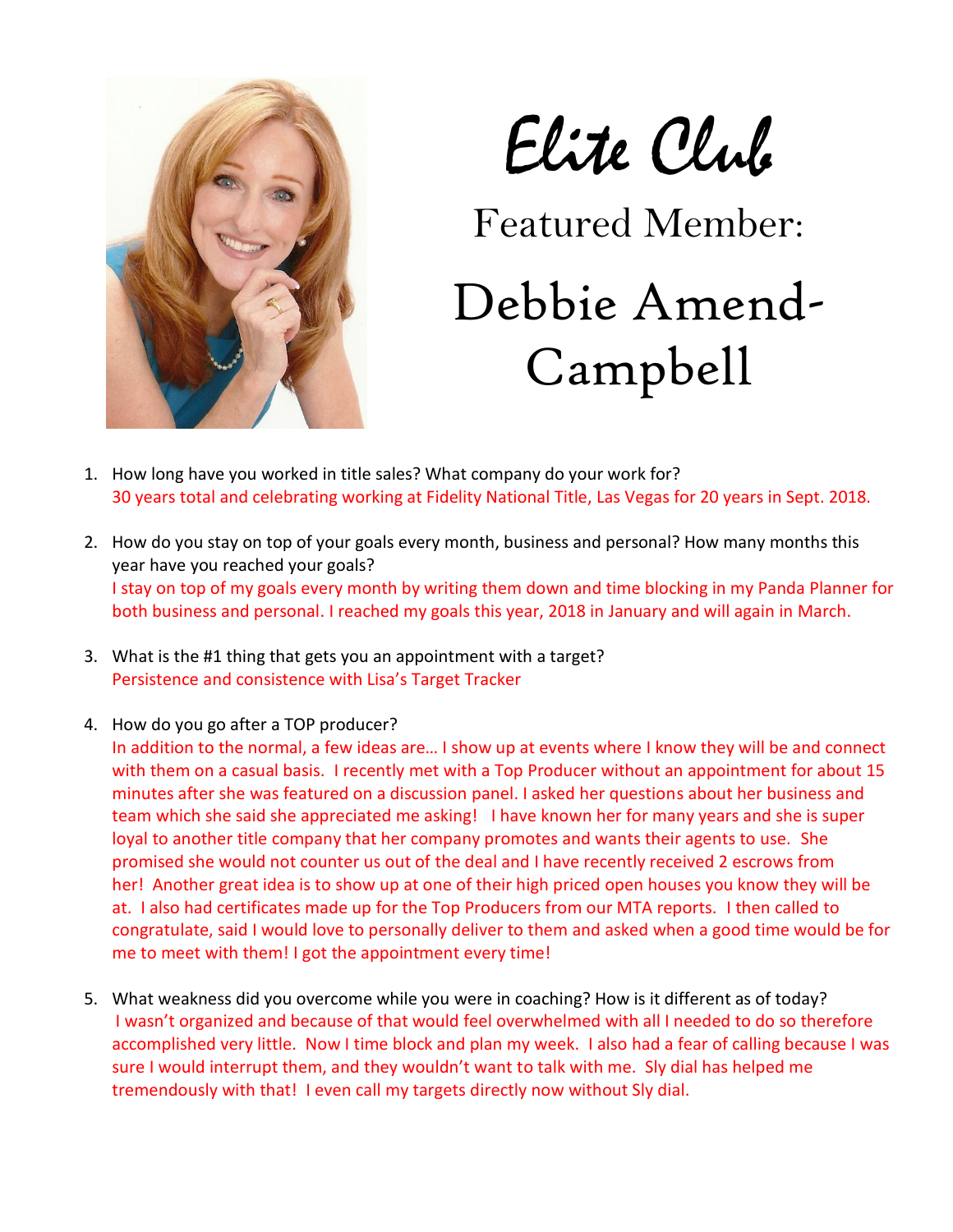# Elite Club

## Featured Member:

# Debbie Amend-Campbell

1. How long have you worked in title sales? What company do your work for?
   30 years total and celebrating working at Fidelity National Title, Las Vegas for 20 years in Sept. 2018.

2. How do you stay on top of your goals every month, business and personal? How many months this year have you reached your goals?
   I stay on top of my goals every month by writing them down and time blocking in my Panda Planner for both business and personal. I reached my goals this year, 2018 in January and will again in March.

3. What is the #1 thing that gets you an appointment with a target?
   Persistence and consistence with Lisa's Target Tracker

4. How do you go after a TOP producer?
   In addition to the normal, a few ideas are… I show up at events where I know they will be and connect with them on a casual basis. I recently met with a Top Producer without an appointment for about 15 minutes after she was featured on a discussion panel. I asked her questions about her business and team which she said she appreciated me asking! I have known her for many years and she is super loyal to another title company that her company promotes and wants their agents to use. She promised she would not counter us out of the deal and I have recently received 2 escrows from her! Another great idea is to show up at one of their high priced open houses you know they will be at. I also had certificates made up for the Top Producers from our MTA reports. I then called to congratulate, said I would love to personally deliver to them and asked when a good time would be for me to meet with them! I got the appointment every time!

5. What weakness did you overcome while you were in coaching? How is it different as of today?
   I wasn't organized and because of that would feel overwhelmed with all I needed to do so therefore accomplished very little. Now I time block and plan my week. I also had a fear of calling because I was sure I would interrupt them, and they wouldn't want to talk with me. Sly dial has helped me tremendously with that! I even call my targets directly now without Sly dial.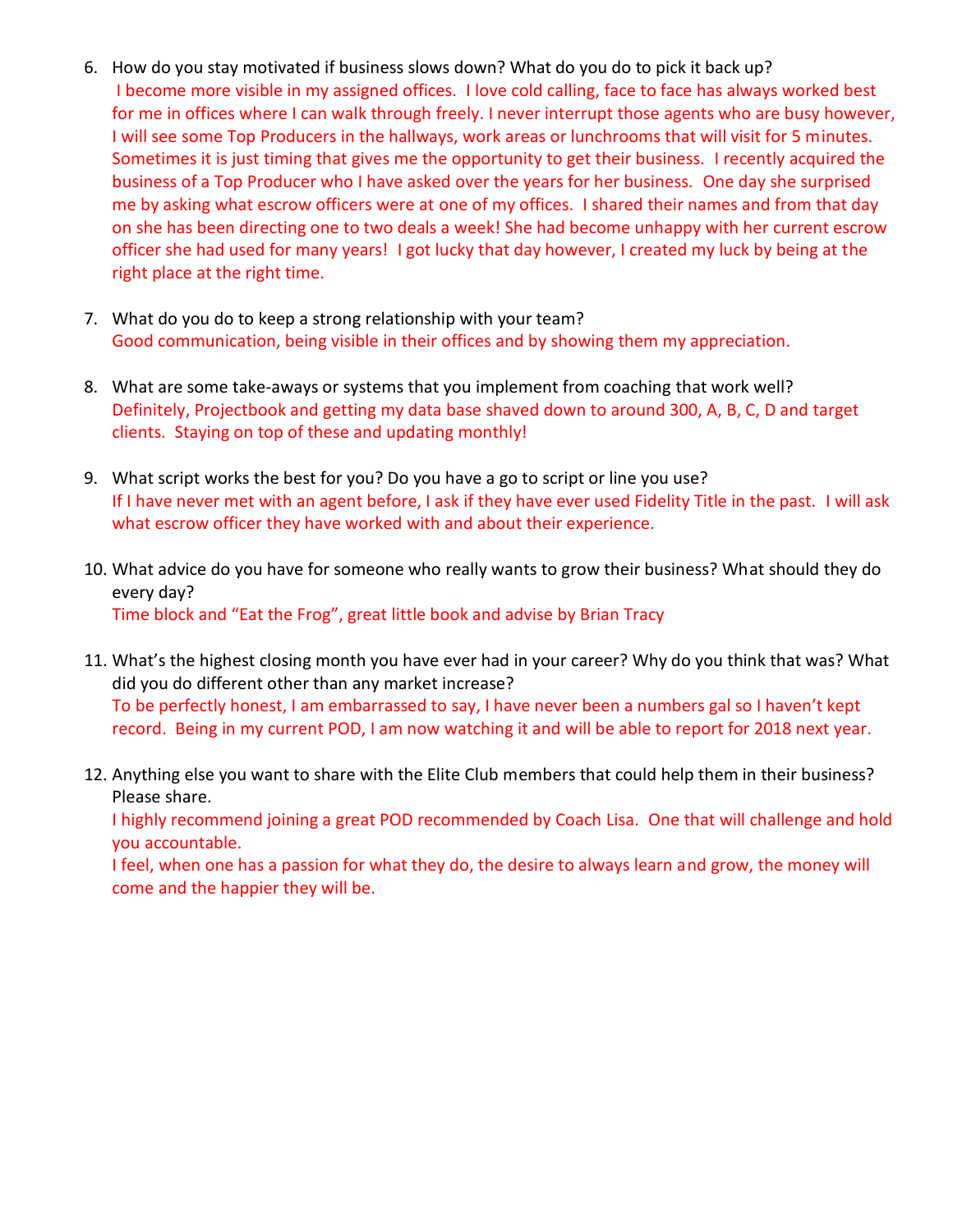6. How do you stay motivated if business slows down? What do you do to pick it back up?
   I become more visible in my assigned offices. I love cold calling, face to face has always worked best for me in offices where I can walk through freely. I never interrupt those agents who are busy however, I will see some Top Producers in the hallways, work areas or lunchrooms that will visit for 5 minutes. Sometimes it is just timing that gives me the opportunity to get their business. I recently acquired the business of a Top Producer who I have asked over the years for her business. One day she surprised me by asking what escrow officers were at one of my offices. I shared their names and from that day on she has been directing one to two deals a week! She had become unhappy with her current escrow officer she had used for many years! I got lucky that day however, I created my luck by being at the right place at the right time.

7. What do you do to keep a strong relationship with your team?
   Good communication, being visible in their offices and by showing them my appreciation.

8. What are some take-aways or systems that you implement from coaching that work well?
   Definitely, Projectbook and getting my data base shaved down to around 300, A, B, C, D and target clients. Staying on top of these and updating monthly!

9. What script works the best for you? Do you have a go to script or line you use?
   If I have never met with an agent before, I ask if they have ever used Fidelity Title in the past. I will ask what escrow officer they have worked with and about their experience.

10. What advice do you have for someone who really wants to grow their business? What should they do every day?
    Time block and "Eat the Frog", great little book and advise by Brian Tracy

11. What's the highest closing month you have ever had in your career? Why do you think that was? What did you do different other than any market increase?
    To be perfectly honest, I am embarrassed to say, I have never been a numbers gal so I haven't kept record. Being in my current POD, I am now watching it and will be able to report for 2018 next year.

12. Anything else you want to share with the Elite Club members that could help them in their business? Please share.
    I highly recommend joining a great POD recommended by Coach Lisa. One that will challenge and hold you accountable.
    I feel, when one has a passion for what they do, the desire to always learn and grow, the money will come and the happier they will be.